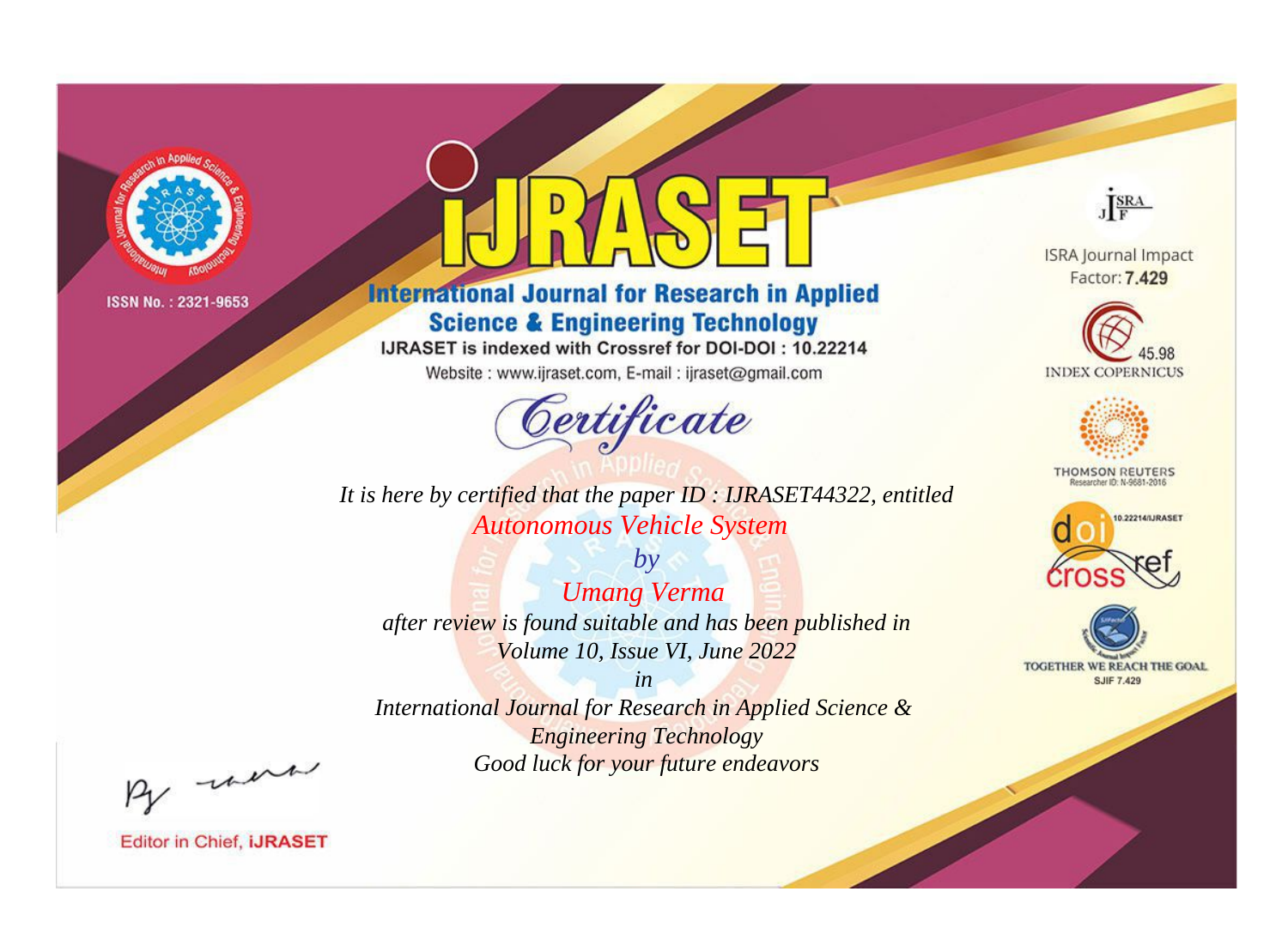ISSN No. : 2321-9653

# iJRASET

## International Journal for Research in Applied Science & Engineering Technology

IJRASET is indexed with Crossref for DOI-DOI : 10.22214

Website : www.ijraset.com, E-mail : ijraset@gmail.com

ISRA Journal Impact Factor: **7.429**

45.98 INDEX COPERNICUS

THOMSON REUTERS Researcher ID: N-9681-2016

10.22214/IJRASET

TOGETHER WE REACH THE GOAL SJIF 7.429

# *Certificate*

*It is here by certified that the paper ID : IJRASET44322, entitled*

*Autonomous Vehicle System*

*by*

*Umang Verma*

*after review is found suitable and has been published in*

*Volume 10, Issue VI, June 2022*

*in*

*International Journal for Research in Applied Science & Engineering Technology*

*Good luck for your future endeavors*

Editor in Chief, **iJRASET**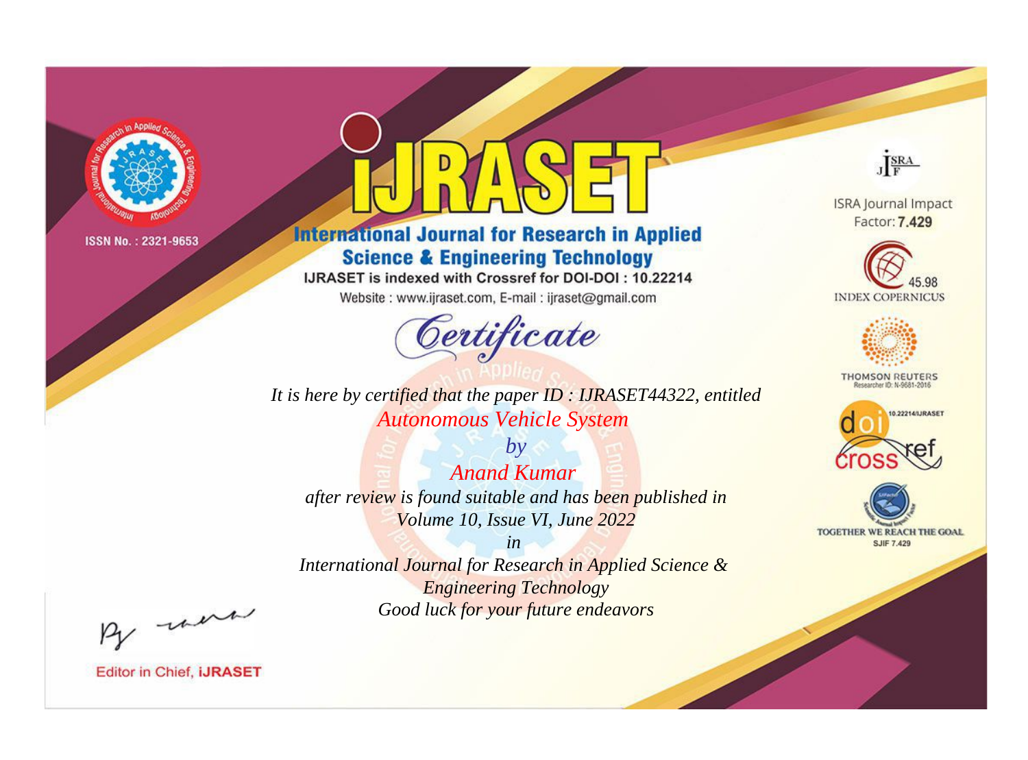ISSN No. : 2321-9653

# iJRASET

## International Journal for Research in Applied Science & Engineering Technology

IJRASET is indexed with Crossref for DOI-DOI : 10.22214

Website : www.ijraset.com, E-mail : ijraset@gmail.com

ISRA Journal Impact Factor: **7.429**

45.98 INDEX COPERNICUS

THOMSON REUTERS Researcher ID: N-9681-2016

10.22214/IJRASET

TOGETHER WE REACH THE GOAL SJIF 7.429

# *Certificate*

*It is here by certified that the paper ID : IJRASET44322, entitled*

*Autonomous Vehicle System*

*by*

*Anand Kumar*

*after review is found suitable and has been published in*

*Volume 10, Issue VI, June 2022*

*in*

*International Journal for Research in Applied Science & Engineering Technology*

*Good luck for your future endeavors*

Editor in Chief, **iJRASET**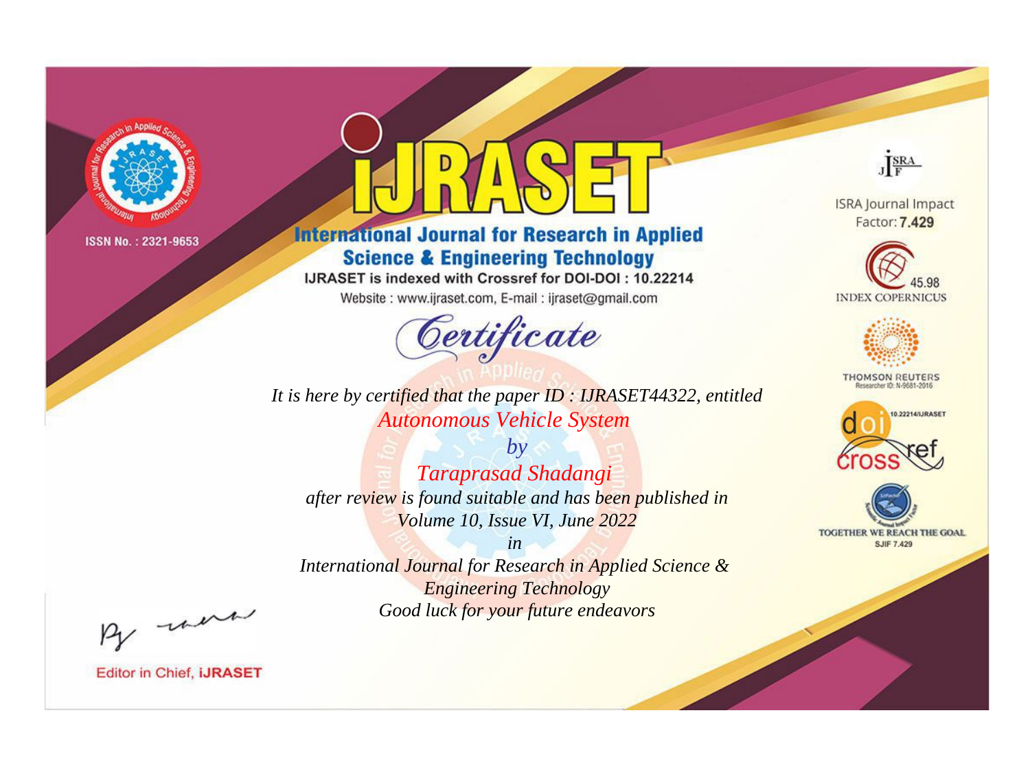ISSN No. : 2321-9653

# IJRASET

## International Journal for Research in Applied Science & Engineering Technology

IJRASET is indexed with Crossref for DOI-DOI : 10.22214

Website : www.ijraset.com, E-mail : ijraset@gmail.com

*Certificate*

*It is here by certified that the paper ID : IJRASET44322, entitled*

*Autonomous Vehicle System*

*by*

*Taraprasad Shadangi*

*after review is found suitable and has been published in*

*Volume 10, Issue VI, June 2022*

*in*

*International Journal for Research in Applied Science & Engineering Technology*

*Good luck for your future endeavors*

ISRA Journal Impact Factor: **7.429**

45.98 INDEX COPERNICUS

THOMSON REUTERS Researcher ID: N-9681-2016

10.22214/IJRASET

TOGETHER WE REACH THE GOAL SJIF 7.429

Editor in Chief, **iJRASET**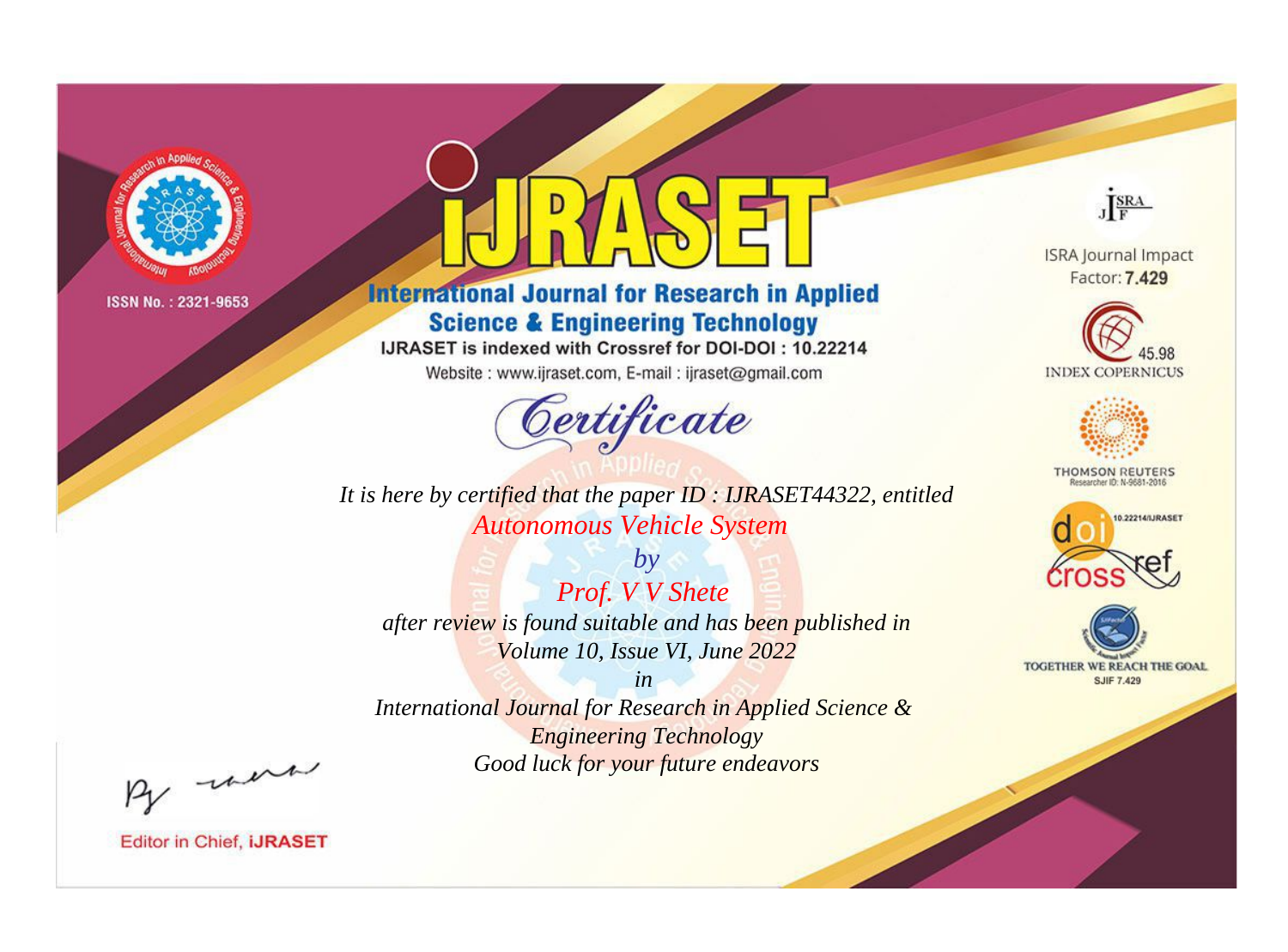ISSN No. : 2321-9653

# iJRASET

## International Journal for Research in Applied Science & Engineering Technology

IJRASET is indexed with Crossref for DOI-DOI : 10.22214

Website : www.ijraset.com, E-mail : ijraset@gmail.com

# Certificate

*It is here by certified that the paper ID : IJRASET44322, entitled*

*Autonomous Vehicle System*

*by*

*Prof. V V Shete*

*after review is found suitable and has been published in*

*Volume 10, Issue VI, June 2022*

*in*

*International Journal for Research in Applied Science & Engineering Technology*

*Good luck for your future endeavors*

ISRA Journal Impact Factor: **7.429**

45.98 INDEX COPERNICUS

THOMSON REUTERS Researcher ID: N-9681-2016

10.22214/IJRASET

TOGETHER WE REACH THE GOAL SJIF 7.429

Editor in Chief, **iJRASET**